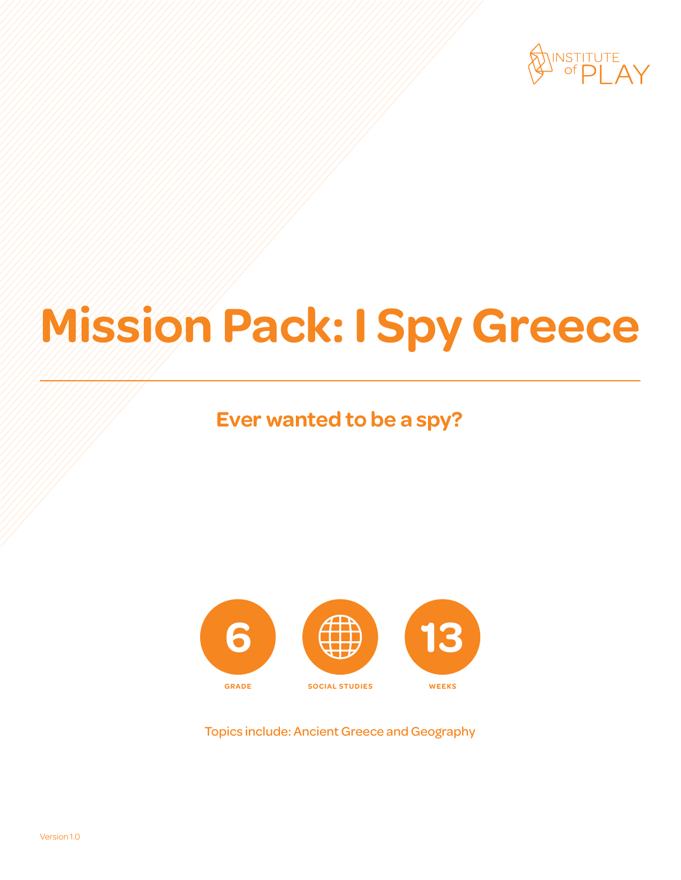INSTITUTE of PLAY

# Mission Pack: I Spy Greece

## Ever wanted to be a spy?

6 GRADE

SOCIAL STUDIES

13 WEEKS

Topics include: Ancient Greece and Geography

Version 1.0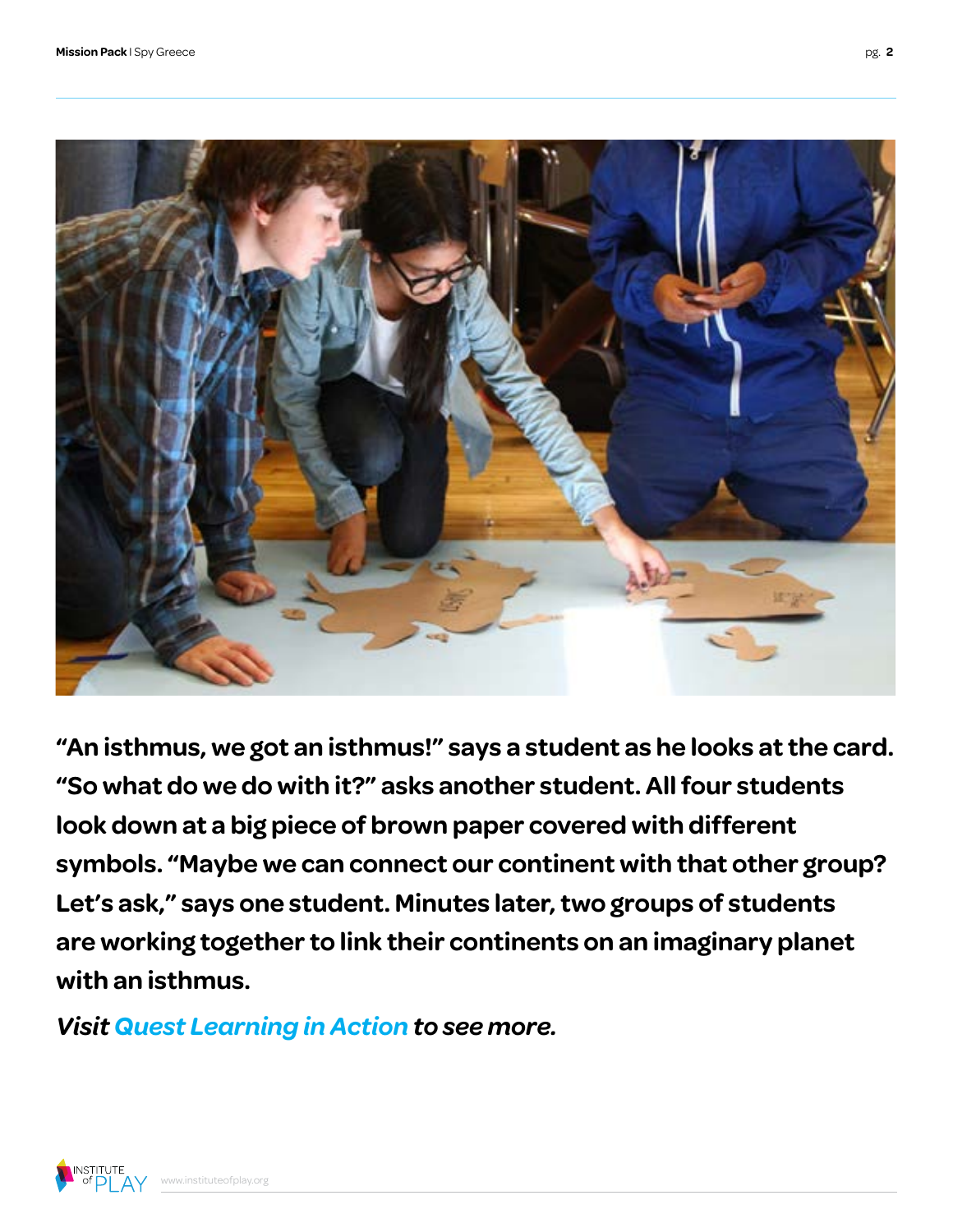**"An isthmus, we got an isthmus!" says a student as he looks at the card. "So what do we do with it?" asks another student. All four students look down at a big piece of brown paper covered with different symbols. "Maybe we can connect our continent with that other group? Let's ask," says one student. Minutes later, two groups of students are working together to link their continents on an imaginary planet with an isthmus.**

***Visit Quest Learning in Action to see more.***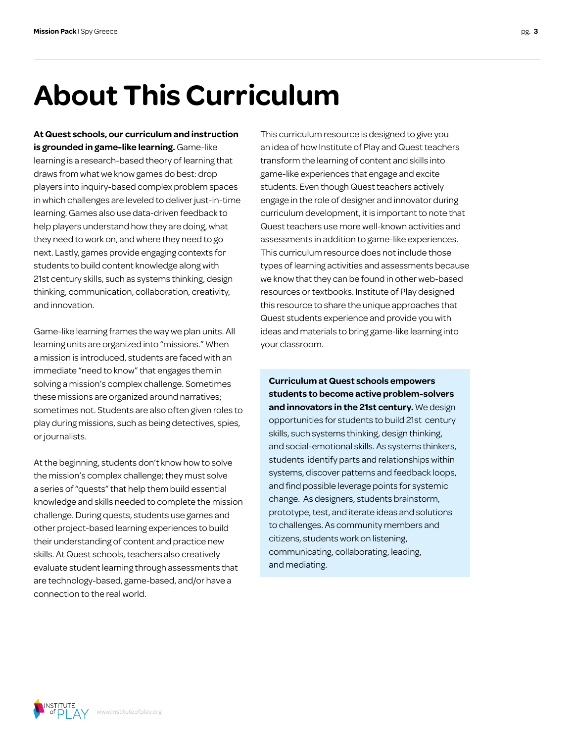# About This Curriculum

**At Quest schools, our curriculum and instruction is grounded in game-like learning.** Game-like learning is a research-based theory of learning that draws from what we know games do best: drop players into inquiry-based complex problem spaces in which challenges are leveled to deliver just-in-time learning. Games also use data-driven feedback to help players understand how they are doing, what they need to work on, and where they need to go next. Lastly, games provide engaging contexts for students to build content knowledge along with 21st century skills, such as systems thinking, design thinking, communication, collaboration, creativity, and innovation.

Game-like learning frames the way we plan units. All learning units are organized into "missions." When a mission is introduced, students are faced with an immediate "need to know" that engages them in solving a mission's complex challenge. Sometimes these missions are organized around narratives; sometimes not. Students are also often given roles to play during missions, such as being detectives, spies, or journalists.

At the beginning, students don't know how to solve the mission's complex challenge; they must solve a series of "quests" that help them build essential knowledge and skills needed to complete the mission challenge. During quests, students use games and other project-based learning experiences to build their understanding of content and practice new skills. At Quest schools, teachers also creatively evaluate student learning through assessments that are technology-based, game-based, and/or have a connection to the real world.

This curriculum resource is designed to give you an idea of how Institute of Play and Quest teachers transform the learning of content and skills into game-like experiences that engage and excite students. Even though Quest teachers actively engage in the role of designer and innovator during curriculum development, it is important to note that Quest teachers use more well-known activities and assessments in addition to game-like experiences. This curriculum resource does not include those types of learning activities and assessments because we know that they can be found in other web-based resources or textbooks. Institute of Play designed this resource to share the unique approaches that Quest students experience and provide you with ideas and materials to bring game-like learning into your classroom.

**Curriculum at Quest schools empowers students to become active problem-solvers and innovators in the 21st century.** We design opportunities for students to build 21st century skills, such systems thinking, design thinking, and social-emotional skills. As systems thinkers, students identify parts and relationships within systems, discover patterns and feedback loops, and find possible leverage points for systemic change. As designers, students brainstorm, prototype, test, and iterate ideas and solutions to challenges. As community members and citizens, students work on listening, communicating, collaborating, leading, and mediating.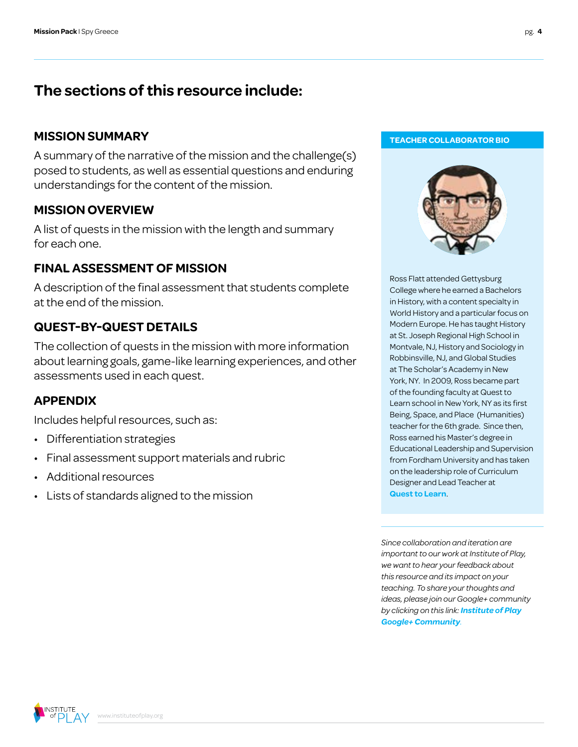# The sections of this resource include:

## MISSION SUMMARY

A summary of the narrative of the mission and the challenge(s) posed to students, as well as essential questions and enduring understandings for the content of the mission.

## MISSION OVERVIEW

A list of quests in the mission with the length and summary for each one.

## FINAL ASSESSMENT OF MISSION

A description of the final assessment that students complete at the end of the mission.

## QUEST-BY-QUEST DETAILS

The collection of quests in the mission with more information about learning goals, game-like learning experiences, and other assessments used in each quest.

## APPENDIX

Includes helpful resources, such as:

- Differentiation strategies
- Final assessment support materials and rubric
- Additional resources
- Lists of standards aligned to the mission

### TEACHER COLLABORATOR BIO

Ross Flatt attended Gettysburg College where he earned a Bachelors in History, with a content specialty in World History and a particular focus on Modern Europe. He has taught History at St. Joseph Regional High School in Montvale, NJ, History and Sociology in Robbinsville, NJ, and Global Studies at The Scholar's Academy in New York, NY. In 2009, Ross became part of the founding faculty at Quest to Learn school in New York, NY as its first Being, Space, and Place (Humanities) teacher for the 6th grade. Since then, Ross earned his Master's degree in Educational Leadership and Supervision from Fordham University and has taken on the leadership role of Curriculum Designer and Lead Teacher at **Quest to Learn**.

*Since collaboration and iteration are important to our work at Institute of Play, we want to hear your feedback about this resource and its impact on your teaching. To share your thoughts and ideas, please join our Google+ community by clicking on this link:* ***Institute of Play Google+ Community****.*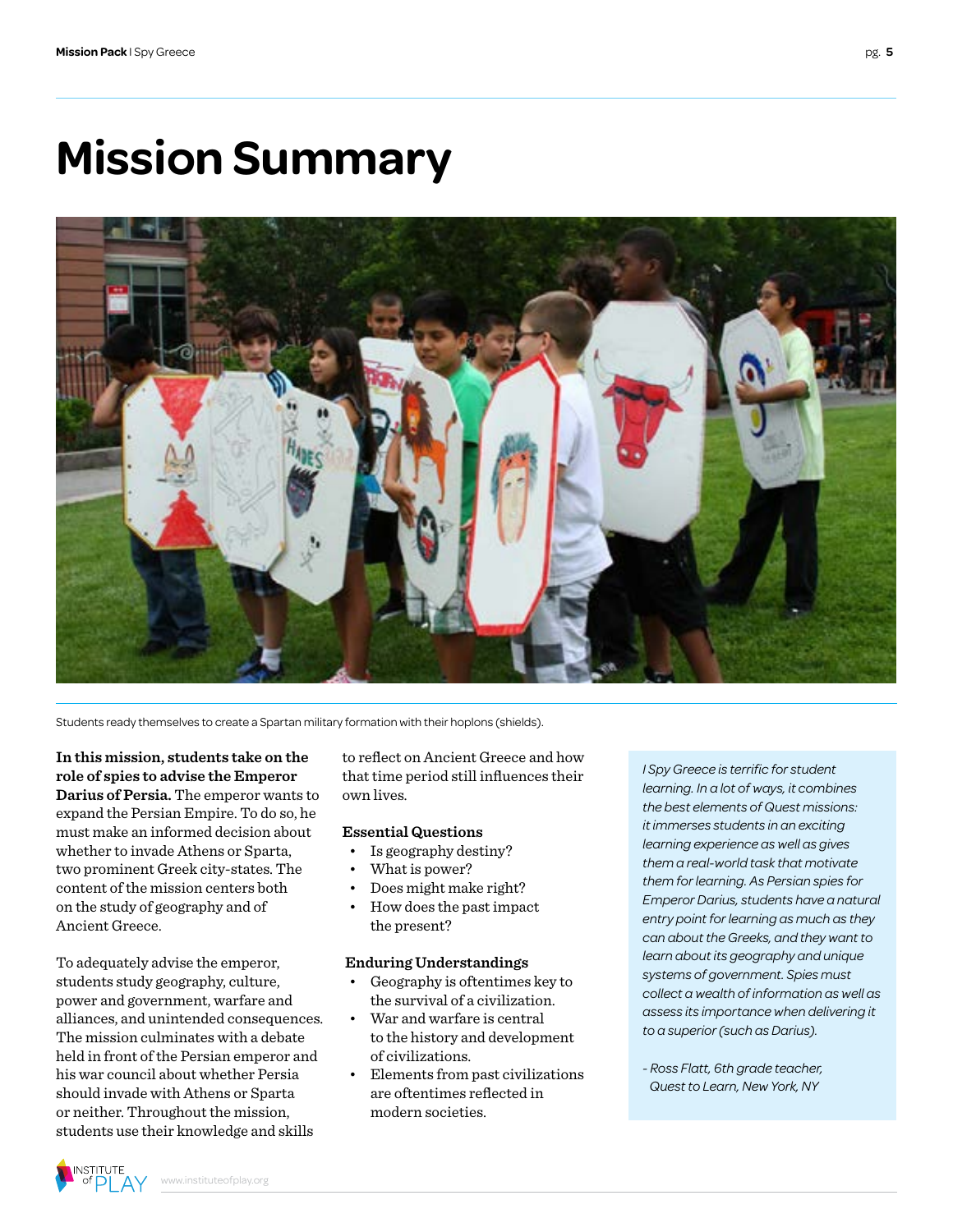# Mission Summary

Students ready themselves to create a Spartan military formation with their hoplons (shields).

**In this mission, students take on the role of spies to advise the Emperor Darius of Persia.** The emperor wants to expand the Persian Empire. To do so, he must make an informed decision about whether to invade Athens or Sparta, two prominent Greek city-states. The content of the mission centers both on the study of geography and of Ancient Greece.

To adequately advise the emperor, students study geography, culture, power and government, warfare and alliances, and unintended consequences. The mission culminates with a debate held in front of the Persian emperor and his war council about whether Persia should invade with Athens or Sparta or neither. Throughout the mission, students use their knowledge and skills to reflect on Ancient Greece and how that time period still influences their own lives.

**Essential Questions**

- Is geography destiny?
- What is power?
- Does might make right?
- How does the past impact the present?

**Enduring Understandings**

- Geography is oftentimes key to the survival of a civilization.
- War and warfare is central to the history and development of civilizations.
- Elements from past civilizations are oftentimes reflected in modern societies.

*I Spy Greece is terrific for student learning. In a lot of ways, it combines the best elements of Quest missions: it immerses students in an exciting learning experience as well as gives them a real-world task that motivate them for learning. As Persian spies for Emperor Darius, students have a natural entry point for learning as much as they can about the Greeks, and they want to learn about its geography and unique systems of government. Spies must collect a wealth of information as well as assess its importance when delivering it to a superior (such as Darius).*

*- Ross Flatt, 6th grade teacher, Quest to Learn, New York, NY*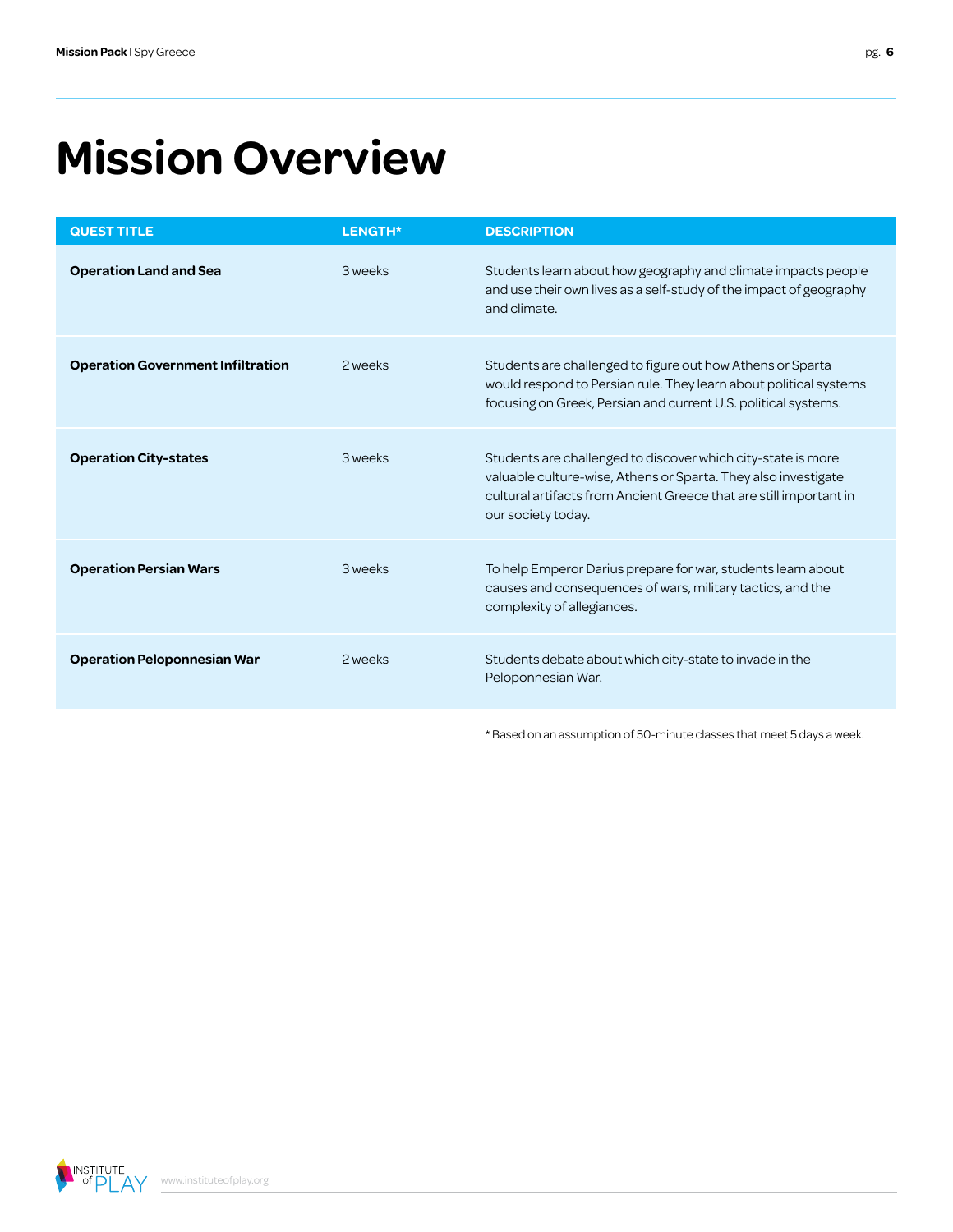# Mission Overview

| QUEST TITLE | LENGTH* | DESCRIPTION |
| --- | --- | --- |
| **Operation Land and Sea** | 3 weeks | Students learn about how geography and climate impacts people and use their own lives as a self-study of the impact of geography and climate. |
| **Operation Government Infiltration** | 2 weeks | Students are challenged to figure out how Athens or Sparta would respond to Persian rule. They learn about political systems focusing on Greek, Persian and current U.S. political systems. |
| **Operation City-states** | 3 weeks | Students are challenged to discover which city-state is more valuable culture-wise, Athens or Sparta. They also investigate cultural artifacts from Ancient Greece that are still important in our society today. |
| **Operation Persian Wars** | 3 weeks | To help Emperor Darius prepare for war, students learn about causes and consequences of wars, military tactics, and the complexity of allegiances. |
| **Operation Peloponnesian War** | 2 weeks | Students debate about which city-state to invade in the Peloponnesian War. |

* Based on an assumption of 50-minute classes that meet 5 days a week.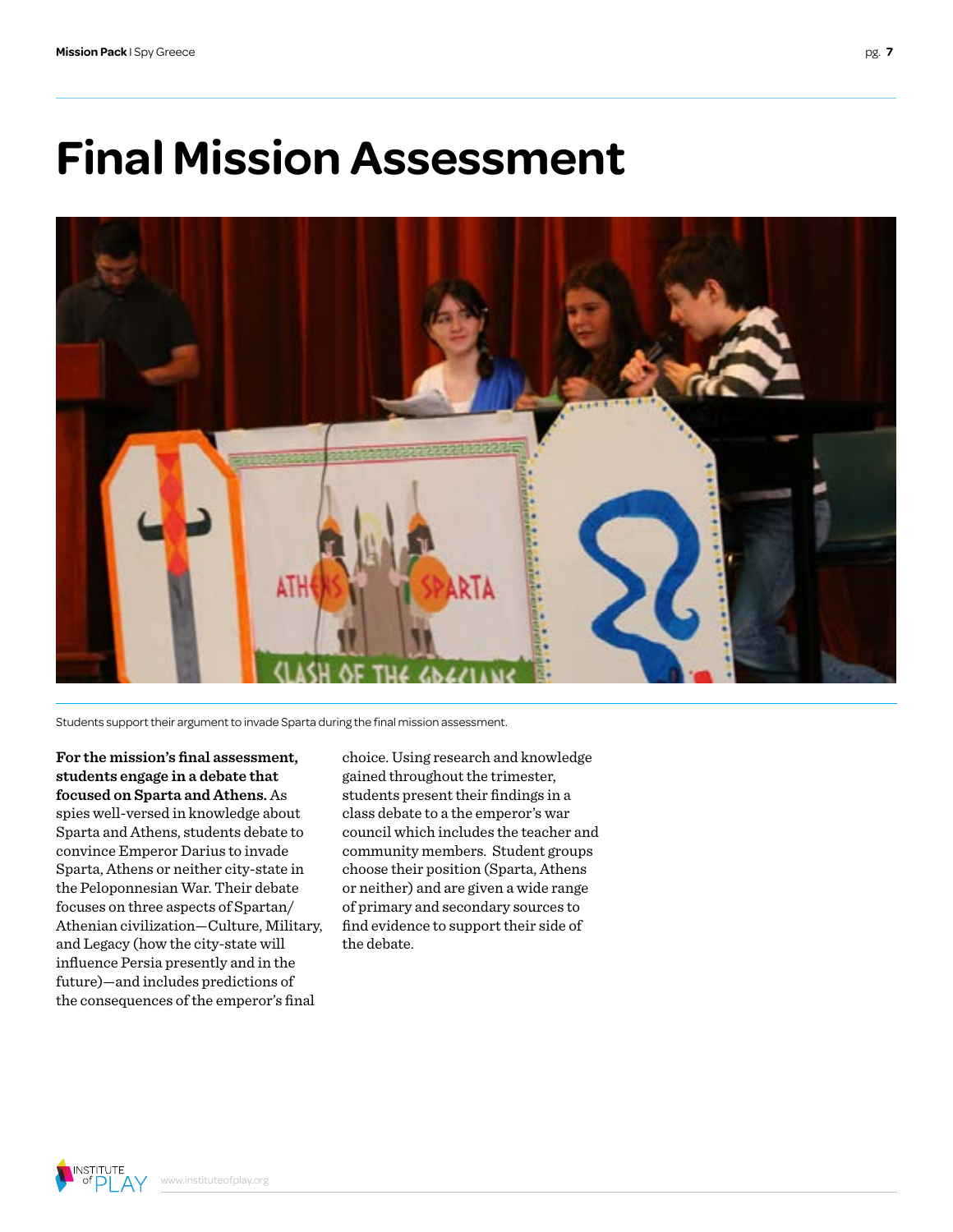# Final Mission Assessment

Students support their argument to invade Sparta during the final mission assessment.

**For the mission's final assessment, students engage in a debate that focused on Sparta and Athens.** As spies well-versed in knowledge about Sparta and Athens, students debate to convince Emperor Darius to invade Sparta, Athens or neither city-state in the Peloponnesian War. Their debate focuses on three aspects of Spartan/Athenian civilization—Culture, Military, and Legacy (how the city-state will influence Persia presently and in the future)—and includes predictions of the consequences of the emperor's final choice. Using research and knowledge gained throughout the trimester, students present their findings in a class debate to a the emperor's war council which includes the teacher and community members. Student groups choose their position (Sparta, Athens or neither) and are given a wide range of primary and secondary sources to find evidence to support their side of the debate.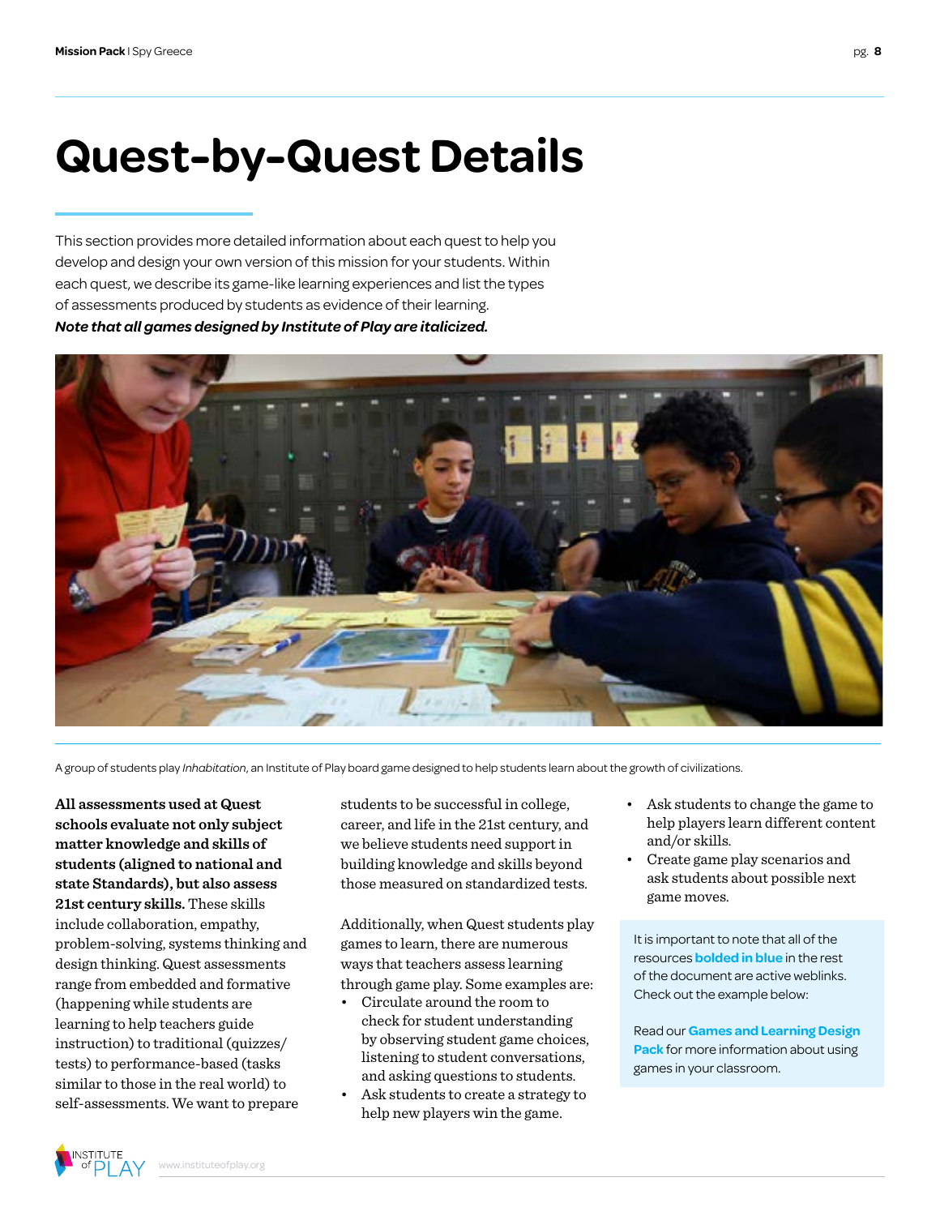# Quest-by-Quest Details

This section provides more detailed information about each quest to help you develop and design your own version of this mission for your students. Within each quest, we describe its game-like learning experiences and list the types of assessments produced by students as evidence of their learning. ***Note that all games designed by Institute of Play are italicized.***

A group of students play *Inhabitation*, an Institute of Play board game designed to help students learn about the growth of civilizations.

**All assessments used at Quest schools evaluate not only subject matter knowledge and skills of students (aligned to national and state Standards), but also assess 21st century skills.** These skills include collaboration, empathy, problem-solving, systems thinking and design thinking. Quest assessments range from embedded and formative (happening while students are learning to help teachers guide instruction) to traditional (quizzes/tests) to performance-based (tasks similar to those in the real world) to self-assessments. We want to prepare students to be successful in college, career, and life in the 21st century, and we believe students need support in building knowledge and skills beyond those measured on standardized tests.

Additionally, when Quest students play games to learn, there are numerous ways that teachers assess learning through game play. Some examples are:

- Circulate around the room to check for student understanding by observing student game choices, listening to student conversations, and asking questions to students.
- Ask students to create a strategy to help new players win the game.
- Ask students to change the game to help players learn different content and/or skills.
- Create game play scenarios and ask students about possible next game moves.

It is important to note that all of the resources **bolded in blue** in the rest of the document are active weblinks. Check out the example below:

Read our **Games and Learning Design Pack** for more information about using games in your classroom.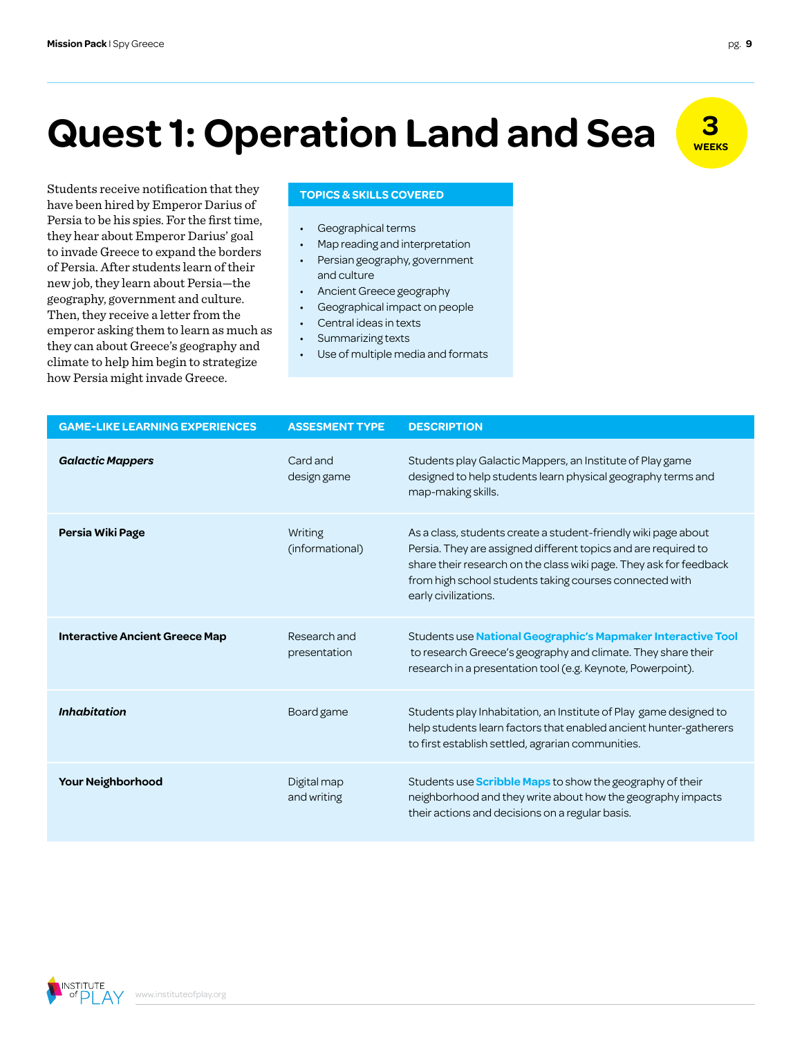# Quest 1: Operation Land and Sea

**3 WEEKS**

Students receive notification that they have been hired by Emperor Darius of Persia to be his spies. For the first time, they hear about Emperor Darius' goal to invade Greece to expand the borders of Persia. After students learn of their new job, they learn about Persia—the geography, government and culture. Then, they receive a letter from the emperor asking them to learn as much as they can about Greece's geography and climate to help him begin to strategize how Persia might invade Greece.

**TOPICS & SKILLS COVERED**

- Geographical terms
- Map reading and interpretation
- Persian geography, government and culture
- Ancient Greece geography
- Geographical impact on people
- Central ideas in texts
- Summarizing texts
- Use of multiple media and formats

| GAME-LIKE LEARNING EXPERIENCES | ASSESMENT TYPE | DESCRIPTION |
| --- | --- | --- |
| ***Galactic Mappers*** | Card and design game | Students play Galactic Mappers, an Institute of Play game designed to help students learn physical geography terms and map-making skills. |
| **Persia Wiki Page** | Writing (informational) | As a class, students create a student-friendly wiki page about Persia. They are assigned different topics and are required to share their research on the class wiki page. They ask for feedback from high school students taking courses connected with early civilizations. |
| **Interactive Ancient Greece Map** | Research and presentation | Students use **National Geographic's Mapmaker Interactive Tool** to research Greece's geography and climate. They share their research in a presentation tool (e.g. Keynote, Powerpoint). |
| ***Inhabitation*** | Board game | Students play Inhabitation, an Institute of Play game designed to help students learn factors that enabled ancient hunter-gatherers to first establish settled, agrarian communities. |
| **Your Neighborhood** | Digital map and writing | Students use **Scribble Maps** to show the geography of their neighborhood and they write about how the geography impacts their actions and decisions on a regular basis. |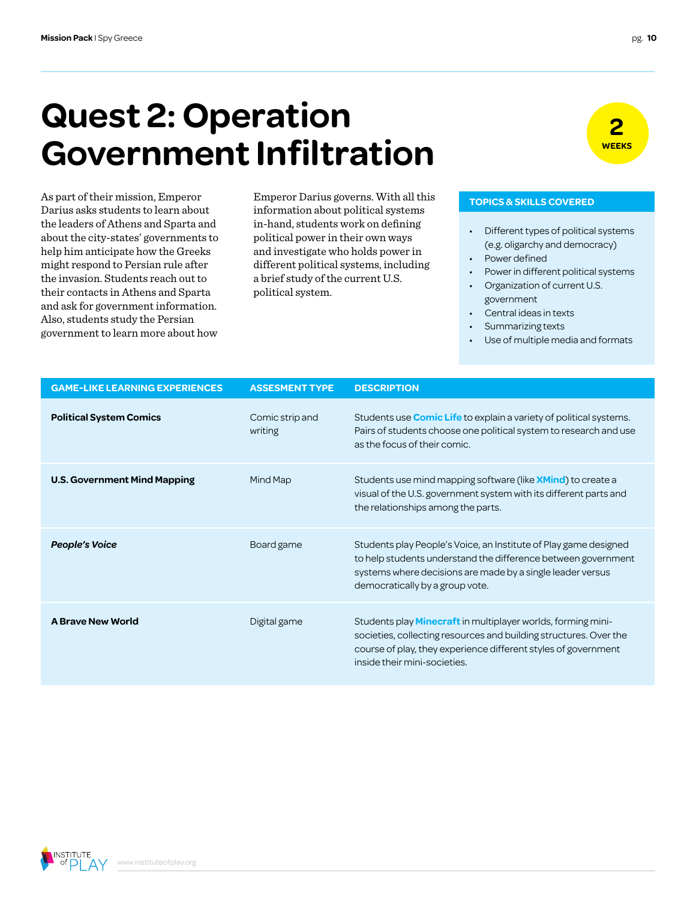# Quest 2: Operation Government Infiltration

**2 WEEKS**

As part of their mission, Emperor Darius asks students to learn about the leaders of Athens and Sparta and about the city-states' governments to help him anticipate how the Greeks might respond to Persian rule after the invasion. Students reach out to their contacts in Athens and Sparta and ask for government information. Also, students study the Persian government to learn more about how Emperor Darius governs. With all this information about political systems in-hand, students work on defining political power in their own ways and investigate who holds power in different political systems, including a brief study of the current U.S. political system.

**TOPICS & SKILLS COVERED**

- Different types of political systems (e.g. oligarchy and democracy)
- Power defined
- Power in different political systems
- Organization of current U.S. government
- Central ideas in texts
- Summarizing texts
- Use of multiple media and formats

| GAME-LIKE LEARNING EXPERIENCES | ASSESMENT TYPE | DESCRIPTION |
|---|---|---|
| **Political System Comics** | Comic strip and writing | Students use **Comic Life** to explain a variety of political systems. Pairs of students choose one political system to research and use as the focus of their comic. |
| **U.S. Government Mind Mapping** | Mind Map | Students use mind mapping software (like **XMind**) to create a visual of the U.S. government system with its different parts and the relationships among the parts. |
| ***People's Voice*** | Board game | Students play People's Voice, an Institute of Play game designed to help students understand the difference between government systems where decisions are made by a single leader versus democratically by a group vote. |
| **A Brave New World** | Digital game | Students play **Minecraft** in multiplayer worlds, forming mini-societies, collecting resources and building structures. Over the course of play, they experience different styles of government inside their mini-societies. |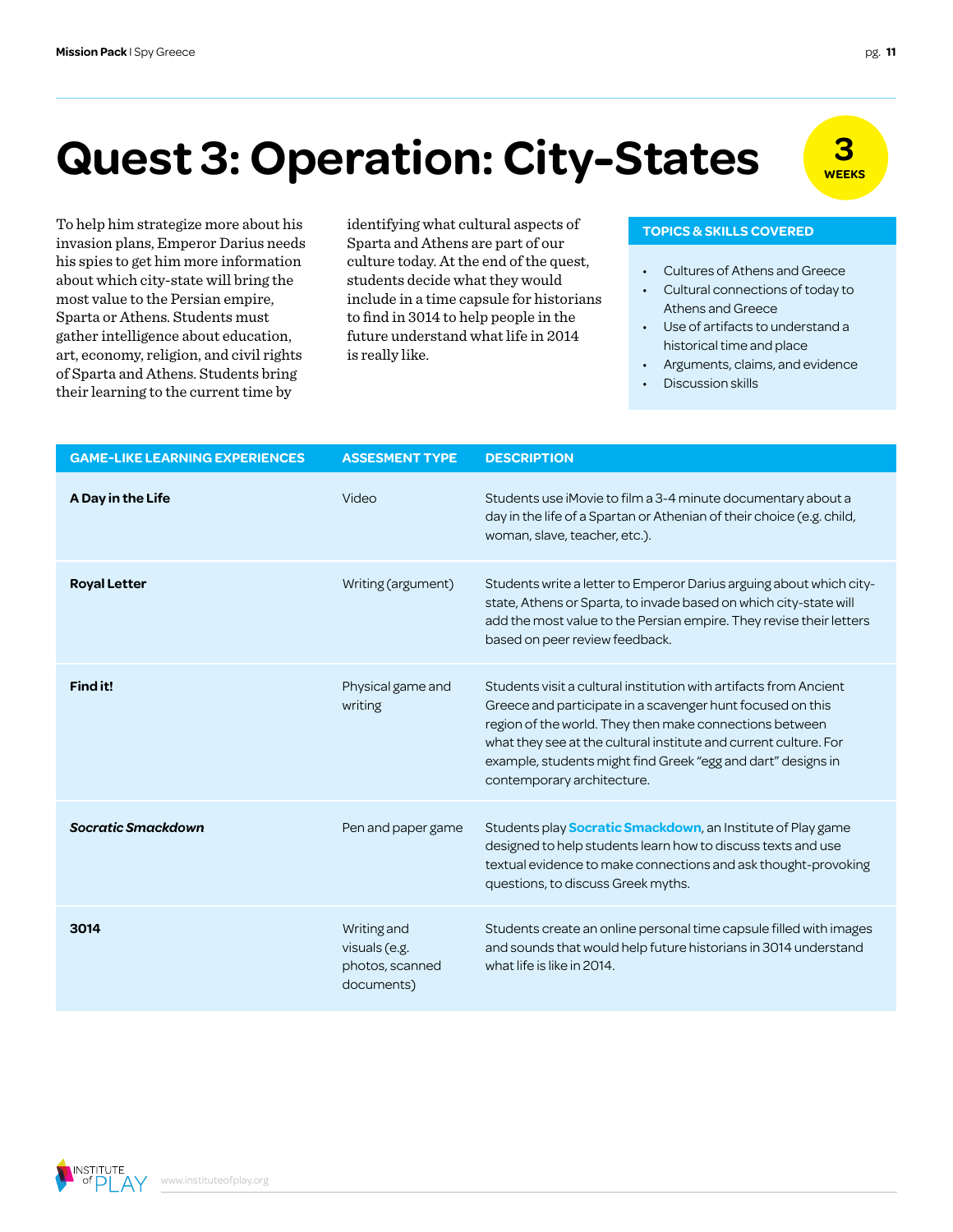# Quest 3: Operation: City-States

**3 WEEKS**

To help him strategize more about his invasion plans, Emperor Darius needs his spies to get him more information about which city-state will bring the most value to the Persian empire, Sparta or Athens. Students must gather intelligence about education, art, economy, religion, and civil rights of Sparta and Athens. Students bring their learning to the current time by identifying what cultural aspects of Sparta and Athens are part of our culture today. At the end of the quest, students decide what they would include in a time capsule for historians to find in 3014 to help people in the future understand what life in 2014 is really like.

**TOPICS & SKILLS COVERED**

- Cultures of Athens and Greece
- Cultural connections of today to Athens and Greece
- Use of artifacts to understand a historical time and place
- Arguments, claims, and evidence
- Discussion skills

| GAME-LIKE LEARNING EXPERIENCES | ASSESMENT TYPE | DESCRIPTION |
|---|---|---|
| **A Day in the Life** | Video | Students use iMovie to film a 3-4 minute documentary about a day in the life of a Spartan or Athenian of their choice (e.g. child, woman, slave, teacher, etc.). |
| **Royal Letter** | Writing (argument) | Students write a letter to Emperor Darius arguing about which city-state, Athens or Sparta, to invade based on which city-state will add the most value to the Persian empire. They revise their letters based on peer review feedback. |
| **Find it!** | Physical game and writing | Students visit a cultural institution with artifacts from Ancient Greece and participate in a scavenger hunt focused on this region of the world. They then make connections between what they see at the cultural institute and current culture. For example, students might find Greek "egg and dart" designs in contemporary architecture. |
| ***Socratic Smackdown*** | Pen and paper game | Students play **Socratic Smackdown**, an Institute of Play game designed to help students learn how to discuss texts and use textual evidence to make connections and ask thought-provoking questions, to discuss Greek myths. |
| **3014** | Writing and visuals (e.g. photos, scanned documents) | Students create an online personal time capsule filled with images and sounds that would help future historians in 3014 understand what life is like in 2014. |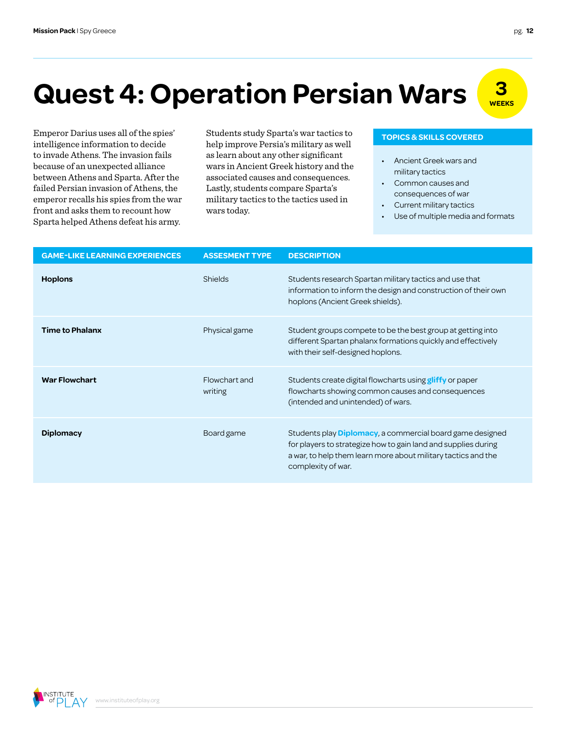# Quest 4: Operation Persian Wars

**3 WEEKS**

Emperor Darius uses all of the spies' intelligence information to decide to invade Athens. The invasion fails because of an unexpected alliance between Athens and Sparta. After the failed Persian invasion of Athens, the emperor recalls his spies from the war front and asks them to recount how Sparta helped Athens defeat his army.

Students study Sparta's war tactics to help improve Persia's military as well as learn about any other significant wars in Ancient Greek history and the associated causes and consequences. Lastly, students compare Sparta's military tactics to the tactics used in wars today.

**TOPICS & SKILLS COVERED**

- Ancient Greek wars and military tactics
- Common causes and consequences of war
- Current military tactics
- Use of multiple media and formats

| GAME-LIKE LEARNING EXPERIENCES | ASSESMENT TYPE | DESCRIPTION |
| --- | --- | --- |
| **Hoplons** | Shields | Students research Spartan military tactics and use that information to inform the design and construction of their own hoplons (Ancient Greek shields). |
| **Time to Phalanx** | Physical game | Student groups compete to be the best group at getting into different Spartan phalanx formations quickly and effectively with their self-designed hoplons. |
| **War Flowchart** | Flowchart and writing | Students create digital flowcharts using **gliffy** or paper flowcharts showing common causes and consequences (intended and unintended) of wars. |
| **Diplomacy** | Board game | Students play **Diplomacy**, a commercial board game designed for players to strategize how to gain land and supplies during a war, to help them learn more about military tactics and the complexity of war. |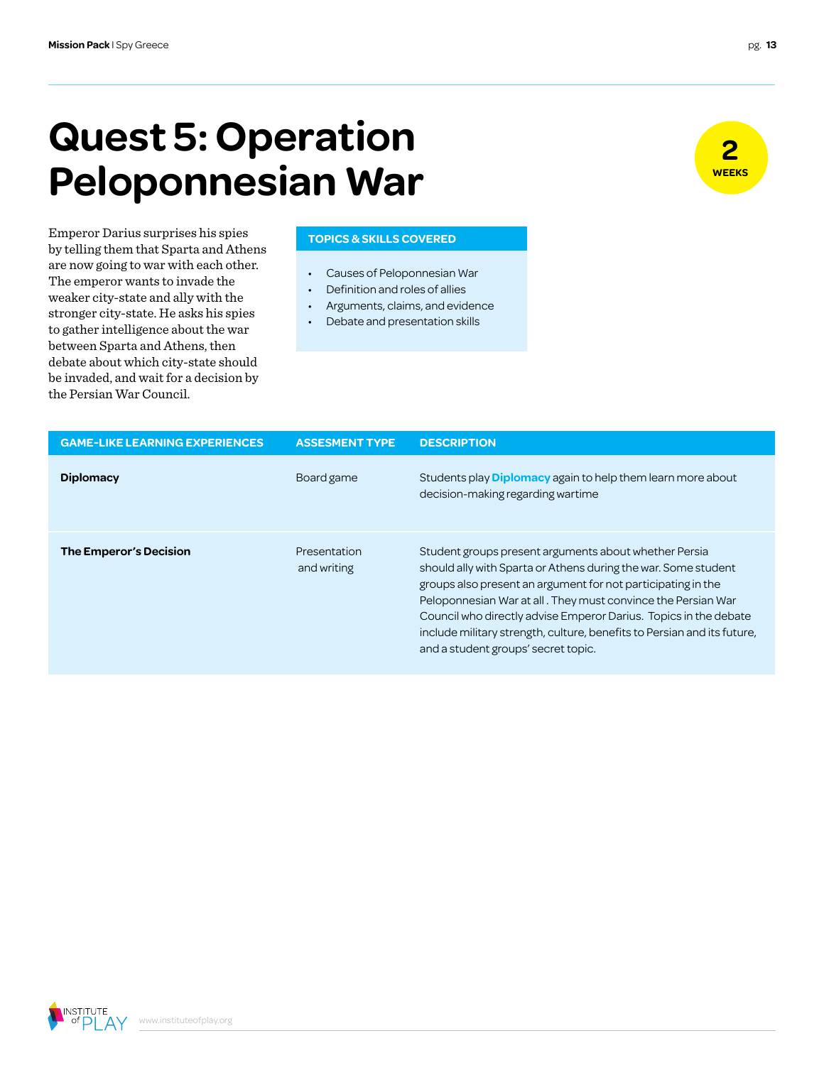# Quest 5: Operation Peloponnesian War

**2 WEEKS**

Emperor Darius surprises his spies by telling them that Sparta and Athens are now going to war with each other. The emperor wants to invade the weaker city-state and ally with the stronger city-state. He asks his spies to gather intelligence about the war between Sparta and Athens, then debate about which city-state should be invaded, and wait for a decision by the Persian War Council.

**TOPICS & SKILLS COVERED**

- Causes of Peloponnesian War
- Definition and roles of allies
- Arguments, claims, and evidence
- Debate and presentation skills

| GAME-LIKE LEARNING EXPERIENCES | ASSESMENT TYPE | DESCRIPTION |
|---|---|---|
| **Diplomacy** | Board game | Students play **Diplomacy** again to help them learn more about decision-making regarding wartime |
| **The Emperor's Decision** | Presentation and writing | Student groups present arguments about whether Persia should ally with Sparta or Athens during the war. Some student groups also present an argument for not participating in the Peloponnesian War at all . They must convince the Persian War Council who directly advise Emperor Darius. Topics in the debate include military strength, culture, benefits to Persian and its future, and a student groups' secret topic. |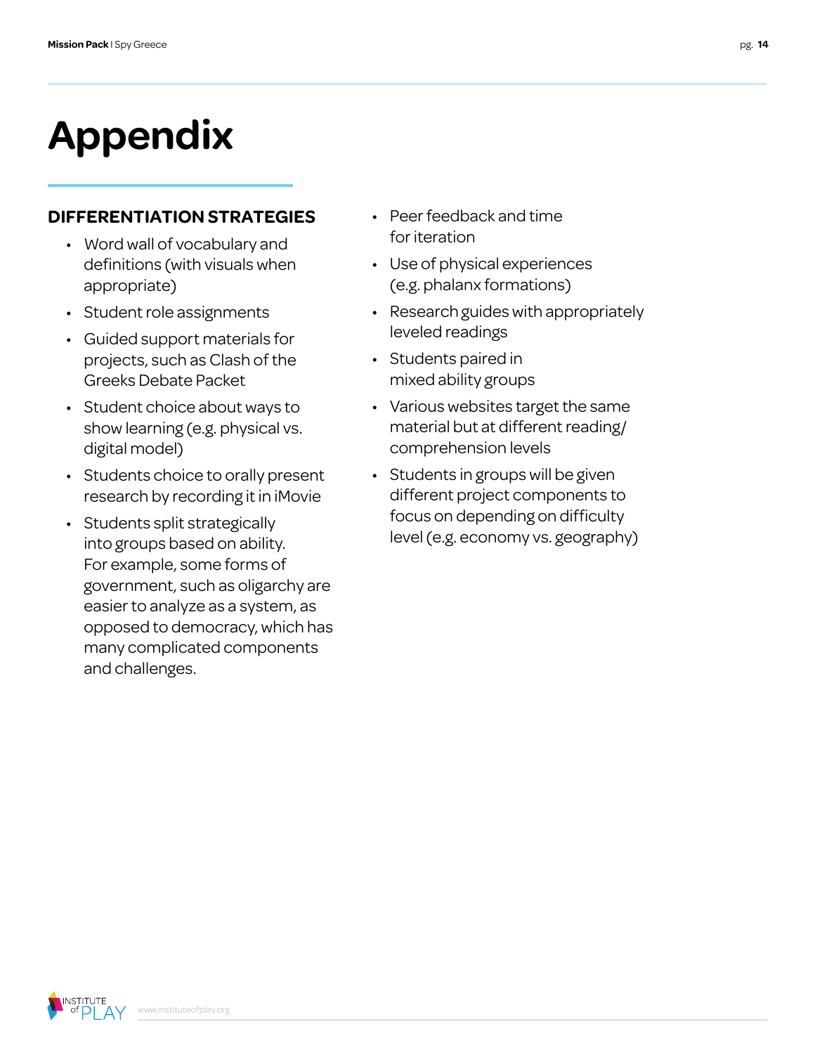# Appendix

## DIFFERENTIATION STRATEGIES

- Word wall of vocabulary and definitions (with visuals when appropriate)
- Student role assignments
- Guided support materials for projects, such as Clash of the Greeks Debate Packet
- Student choice about ways to show learning (e.g. physical vs. digital model)
- Students choice to orally present research by recording it in iMovie
- Students split strategically into groups based on ability. For example, some forms of government, such as oligarchy are easier to analyze as a system, as opposed to democracy, which has many complicated components and challenges.
- Peer feedback and time for iteration
- Use of physical experiences (e.g. phalanx formations)
- Research guides with appropriately leveled readings
- Students paired in mixed ability groups
- Various websites target the same material but at different reading/ comprehension levels
- Students in groups will be given different project components to focus on depending on difficulty level (e.g. economy vs. geography)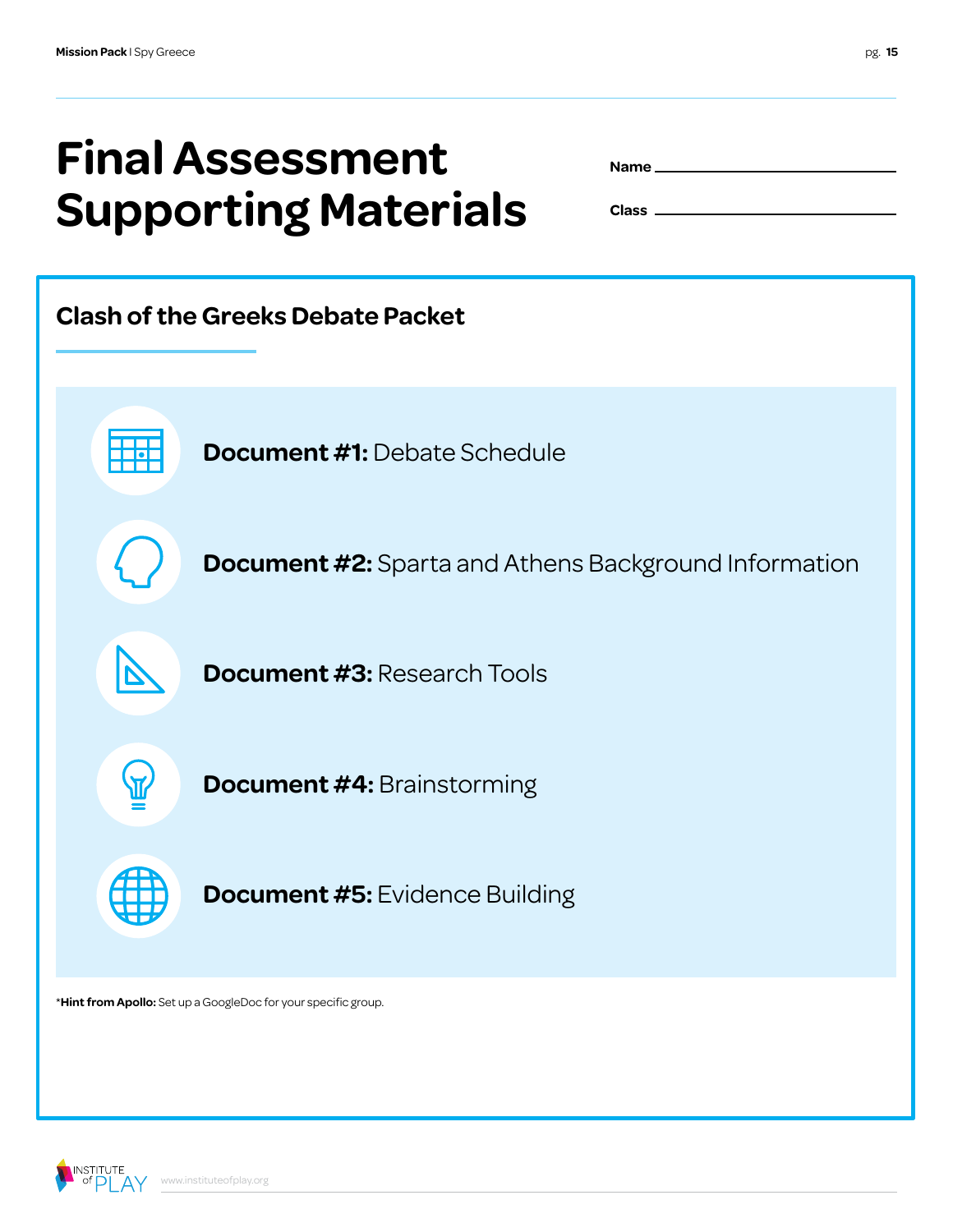# Final Assessment Supporting Materials

**Name** ______________________

**Class** ______________________

## Clash of the Greeks Debate Packet

**Document #1:** Debate Schedule

**Document #2:** Sparta and Athens Background Information

**Document #3:** Research Tools

**Document #4:** Brainstorming

**Document #5:** Evidence Building

*__Hint from Apollo:__ Set up a GoogleDoc for your specific group.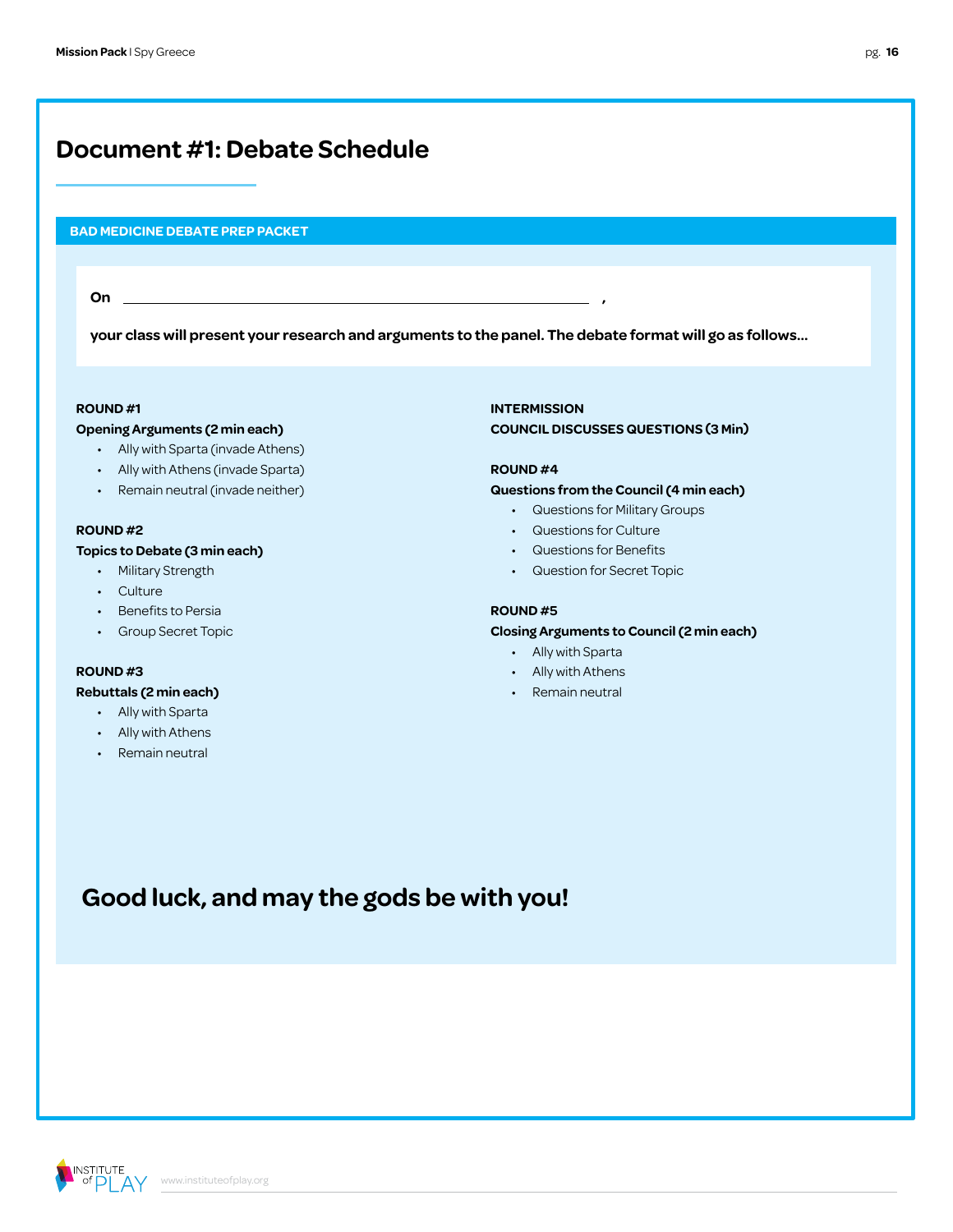# Document #1: Debate Schedule

**BAD MEDICINE DEBATE PREP PACKET**

**On ______________________________________________ ,**

**your class will present your research and arguments to the panel. The debate format will go as follows...**

**ROUND #1**
**Opening Arguments (2 min each)**

- Ally with Sparta (invade Athens)
- Ally with Athens (invade Sparta)
- Remain neutral (invade neither)

**ROUND #2**
**Topics to Debate (3 min each)**

- Military Strength
- Culture
- Benefits to Persia
- Group Secret Topic

**ROUND #3**
**Rebuttals (2 min each)**

- Ally with Sparta
- Ally with Athens
- Remain neutral

**INTERMISSION**
**COUNCIL DISCUSSES QUESTIONS (3 Min)**

**ROUND #4**
**Questions from the Council (4 min each)**

- Questions for Military Groups
- Questions for Culture
- Questions for Benefits
- Question for Secret Topic

**ROUND #5**
**Closing Arguments to Council (2 min each)**

- Ally with Sparta
- Ally with Athens
- Remain neutral

## Good luck, and may the gods be with you!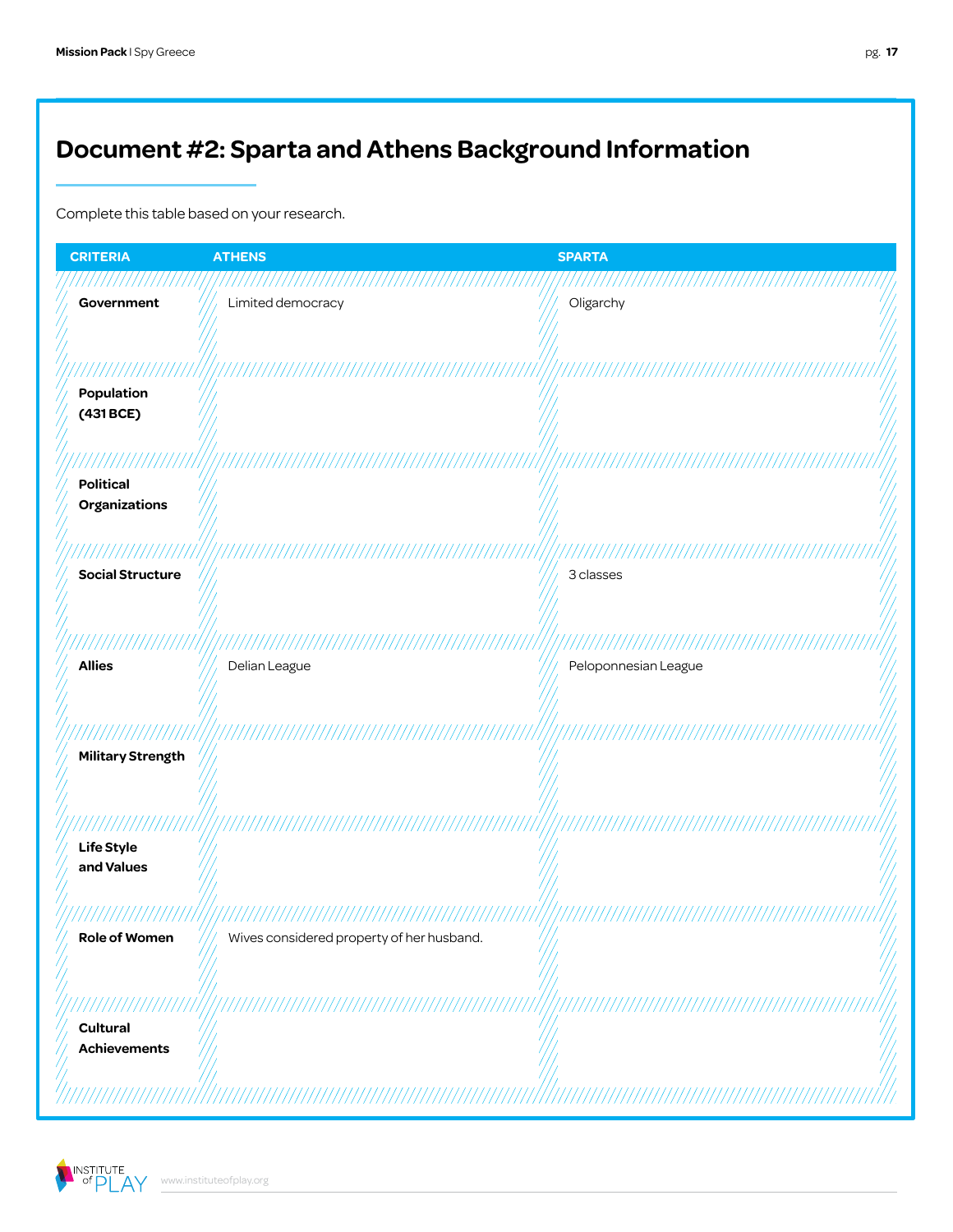# Document #2: Sparta and Athens Background Information

Complete this table based on your research.

| CRITERIA | ATHENS | SPARTA |
|---|---|---|
| **Government** | Limited democracy | Oligarchy |
| **Population (431 BCE)** | | |
| **Political Organizations** | | |
| **Social Structure** | | 3 classes |
| **Allies** | Delian League | Peloponnesian League |
| **Military Strength** | | |
| **Life Style and Values** | | |
| **Role of Women** | Wives considered property of her husband. | |
| **Cultural Achievements** | | |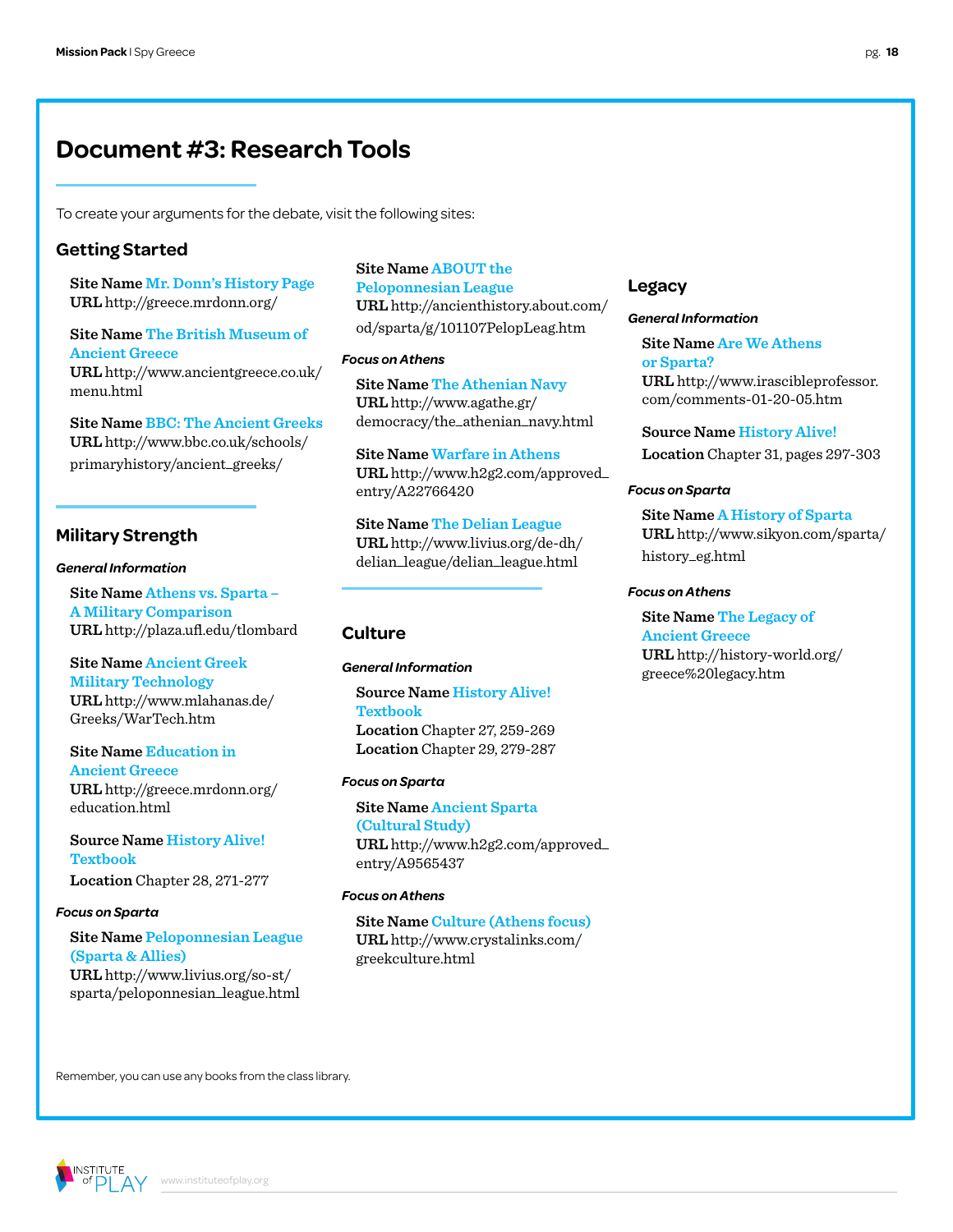# Document #3: Research Tools

To create your arguments for the debate, visit the following sites:

## Getting Started

**Site Name** Mr. Donn's History Page
**URL** http://greece.mrdonn.org/

**Site Name** The British Museum of Ancient Greece
**URL** http://www.ancientgreece.co.uk/menu.html

**Site Name** BBC: The Ancient Greeks
**URL** http://www.bbc.co.uk/schools/primaryhistory/ancient_greeks/

## Military Strength

### *General Information*

**Site Name** Athens vs. Sparta – A Military Comparison
**URL** http://plaza.ufl.edu/tlombard

**Site Name** Ancient Greek Military Technology
**URL** http://www.mlahanas.de/Greeks/WarTech.htm

**Site Name** Education in Ancient Greece
**URL** http://greece.mrdonn.org/education.html

**Source Name** History Alive! Textbook
**Location** Chapter 28, 271-277

### *Focus on Sparta*

**Site Name** Peloponnesian League (Sparta & Allies)
**URL** http://www.livius.org/so-st/sparta/peloponnesian_league.html

**Site Name** ABOUT the Peloponnesian League
**URL** http://ancienthistory.about.com/od/sparta/g/101107PelopLeag.htm

### *Focus on Athens*

**Site Name** The Athenian Navy
**URL** http://www.agathe.gr/democracy/the_athenian_navy.html

**Site Name** Warfare in Athens
**URL** http://www.h2g2.com/approved_entry/A22766420

**Site Name** The Delian League
**URL** http://www.livius.org/de-dh/delian_league/delian_league.html

## Culture

### *General Information*

**Source Name** History Alive! Textbook
**Location** Chapter 27, 259-269
**Location** Chapter 29, 279-287

### *Focus on Sparta*

**Site Name** Ancient Sparta (Cultural Study)
**URL** http://www.h2g2.com/approved_entry/A9565437

### *Focus on Athens*

**Site Name** Culture (Athens focus)
**URL** http://www.crystalinks.com/greekculture.html

## Legacy

### *General Information*

**Site Name** Are We Athens or Sparta?
**URL** http://www.irascibleprofessor.com/comments-01-20-05.htm

**Source Name** History Alive!
**Location** Chapter 31, pages 297-303

### *Focus on Sparta*

**Site Name** A History of Sparta
**URL** http://www.sikyon.com/sparta/history_eg.html

### *Focus on Athens*

**Site Name** The Legacy of Ancient Greece
**URL** http://history-world.org/greece%20legacy.htm

Remember, you can use any books from the class library.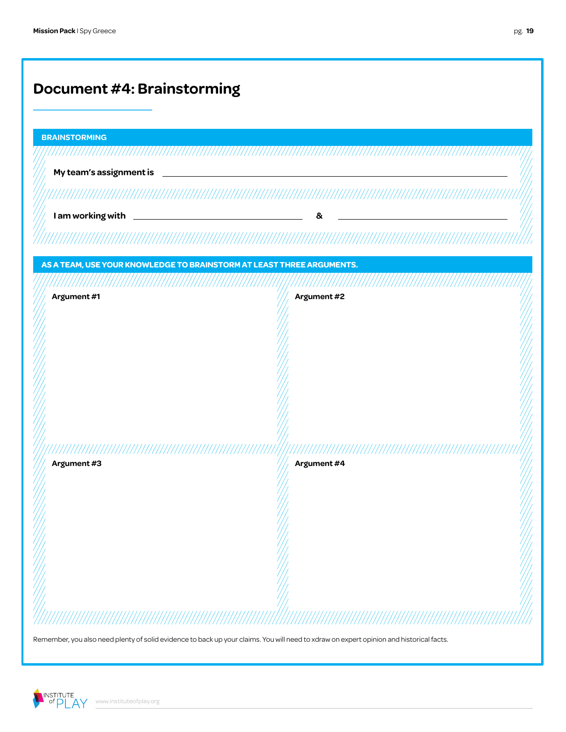# Document #4: Brainstorming

**BRAINSTORMING**

**My team's assignment is** ______________________________

**I am working with** ____________________ **&** ____________________

**AS A TEAM, USE YOUR KNOWLEDGE TO BRAINSTORM AT LEAST THREE ARGUMENTS.**

| **Argument #1** | **Argument #2** |
| --- | --- |
| | |

| **Argument #3** | **Argument #4** |
| --- | --- |
| | |

Remember, you also need plenty of solid evidence to back up your claims. You will need to xdraw on expert opinion and historical facts.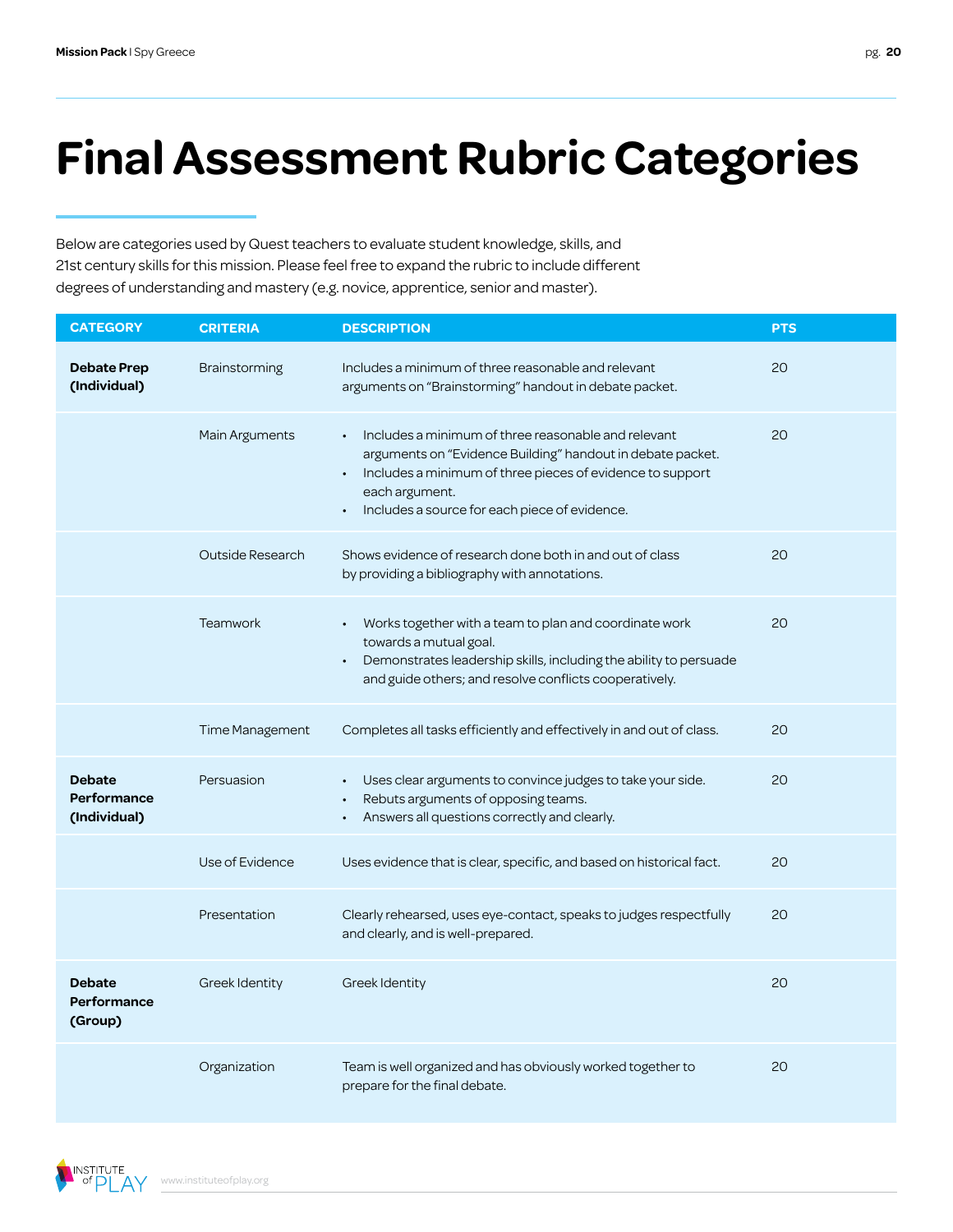# Final Assessment Rubric Categories

Below are categories used by Quest teachers to evaluate student knowledge, skills, and 21st century skills for this mission. Please feel free to expand the rubric to include different degrees of understanding and mastery (e.g. novice, apprentice, senior and master).

| CATEGORY | CRITERIA | DESCRIPTION | PTS |
|---|---|---|---|
| **Debate Prep (Individual)** | Brainstorming | Includes a minimum of three reasonable and relevant arguments on "Brainstorming" handout in debate packet. | 20 |
| | Main Arguments | • Includes a minimum of three reasonable and relevant arguments on "Evidence Building" handout in debate packet.<br>• Includes a minimum of three pieces of evidence to support each argument.<br>• Includes a source for each piece of evidence. | 20 |
| | Outside Research | Shows evidence of research done both in and out of class by providing a bibliography with annotations. | 20 |
| | Teamwork | • Works together with a team to plan and coordinate work towards a mutual goal.<br>• Demonstrates leadership skills, including the ability to persuade and guide others; and resolve conflicts cooperatively. | 20 |
| | Time Management | Completes all tasks efficiently and effectively in and out of class. | 20 |
| **Debate Performance (Individual)** | Persuasion | • Uses clear arguments to convince judges to take your side.<br>• Rebuts arguments of opposing teams.<br>• Answers all questions correctly and clearly. | 20 |
| | Use of Evidence | Uses evidence that is clear, specific, and based on historical fact. | 20 |
| | Presentation | Clearly rehearsed, uses eye-contact, speaks to judges respectfully and clearly, and is well-prepared. | 20 |
| **Debate Performance (Group)** | Greek Identity | Greek Identity | 20 |
| | Organization | Team is well organized and has obviously worked together to prepare for the final debate. | 20 |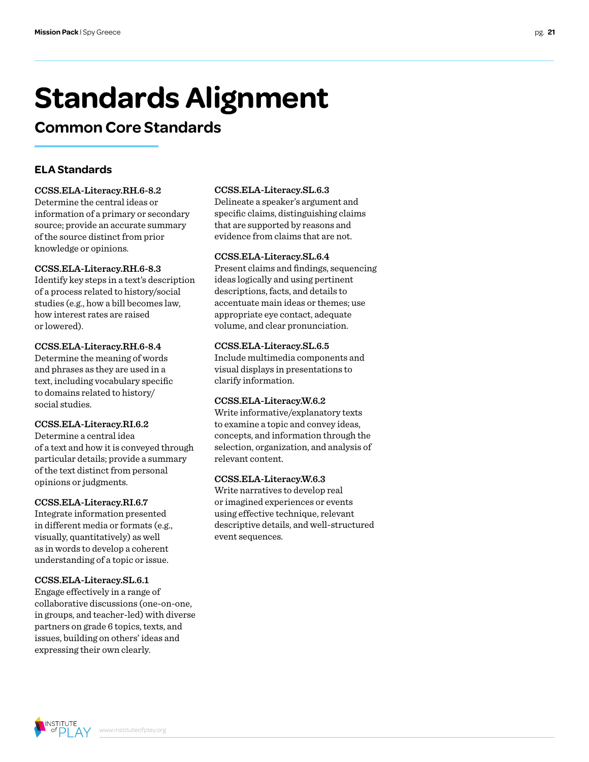# Standards Alignment

## Common Core Standards

### ELA Standards

**CCSS.ELA-Literacy.RH.6-8.2**
Determine the central ideas or information of a primary or secondary source; provide an accurate summary of the source distinct from prior knowledge or opinions.

**CCSS.ELA-Literacy.RH.6-8.3**
Identify key steps in a text's description of a process related to history/social studies (e.g., how a bill becomes law, how interest rates are raised or lowered).

**CCSS.ELA-Literacy.RH.6-8.4**
Determine the meaning of words and phrases as they are used in a text, including vocabulary specific to domains related to history/social studies.

**CCSS.ELA-Literacy.RI.6.2**
Determine a central idea of a text and how it is conveyed through particular details; provide a summary of the text distinct from personal opinions or judgments.

**CCSS.ELA-Literacy.RI.6.7**
Integrate information presented in different media or formats (e.g., visually, quantitatively) as well as in words to develop a coherent understanding of a topic or issue.

**CCSS.ELA-Literacy.SL.6.1**
Engage effectively in a range of collaborative discussions (one-on-one, in groups, and teacher-led) with diverse partners on grade 6 topics, texts, and issues, building on others' ideas and expressing their own clearly.

**CCSS.ELA-Literacy.SL.6.3**
Delineate a speaker's argument and specific claims, distinguishing claims that are supported by reasons and evidence from claims that are not.

**CCSS.ELA-Literacy.SL.6.4**
Present claims and findings, sequencing ideas logically and using pertinent descriptions, facts, and details to accentuate main ideas or themes; use appropriate eye contact, adequate volume, and clear pronunciation.

**CCSS.ELA-Literacy.SL.6.5**
Include multimedia components and visual displays in presentations to clarify information.

**CCSS.ELA-Literacy.W.6.2**
Write informative/explanatory texts to examine a topic and convey ideas, concepts, and information through the selection, organization, and analysis of relevant content.

**CCSS.ELA-Literacy.W.6.3**
Write narratives to develop real or imagined experiences or events using effective technique, relevant descriptive details, and well-structured event sequences.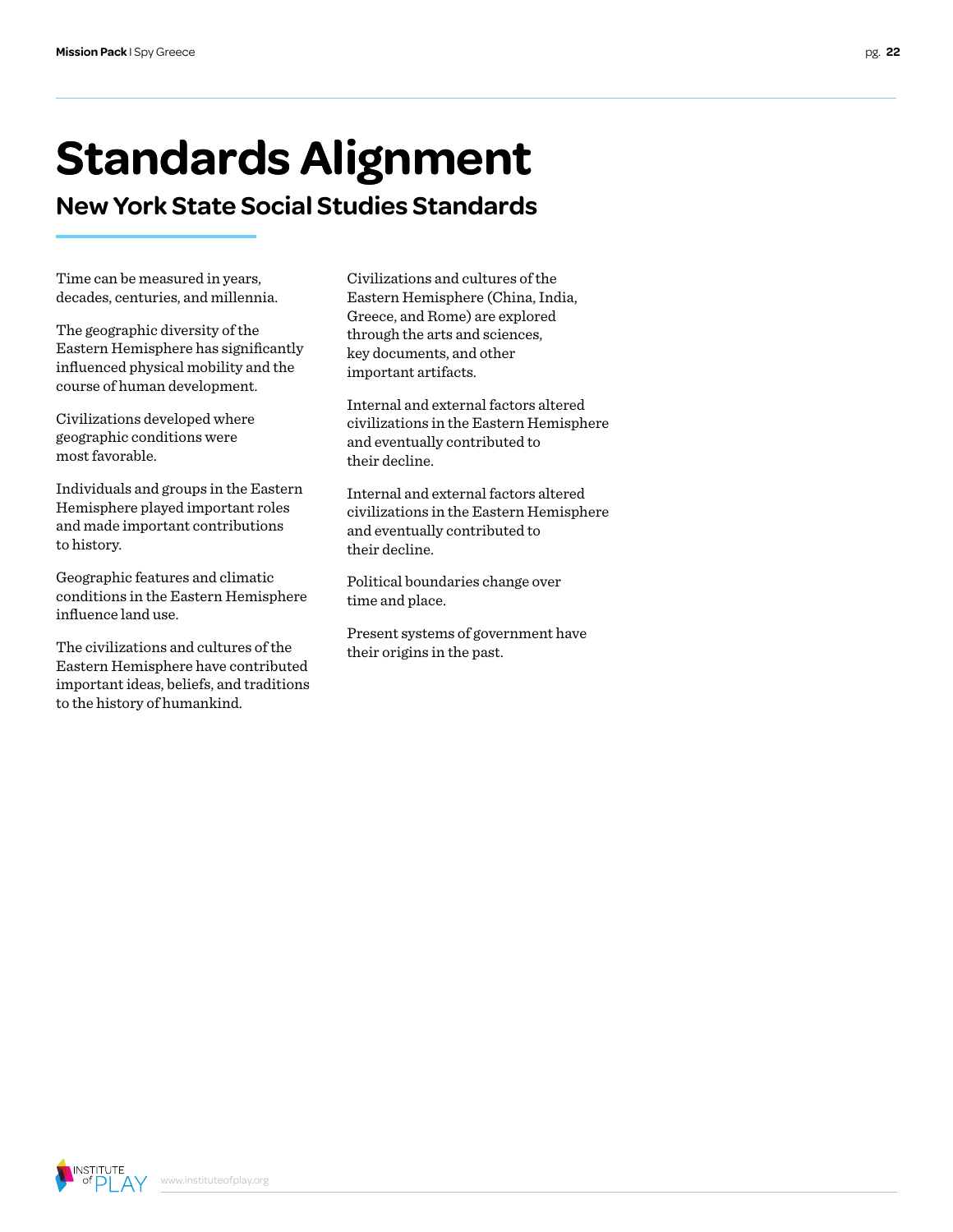# Standards Alignment

## New York State Social Studies Standards

Time can be measured in years, decades, centuries, and millennia.

The geographic diversity of the Eastern Hemisphere has significantly influenced physical mobility and the course of human development.

Civilizations developed where geographic conditions were most favorable.

Individuals and groups in the Eastern Hemisphere played important roles and made important contributions to history.

Geographic features and climatic conditions in the Eastern Hemisphere influence land use.

The civilizations and cultures of the Eastern Hemisphere have contributed important ideas, beliefs, and traditions to the history of humankind.

Civilizations and cultures of the Eastern Hemisphere (China, India, Greece, and Rome) are explored through the arts and sciences, key documents, and other important artifacts.

Internal and external factors altered civilizations in the Eastern Hemisphere and eventually contributed to their decline.

Internal and external factors altered civilizations in the Eastern Hemisphere and eventually contributed to their decline.

Political boundaries change over time and place.

Present systems of government have their origins in the past.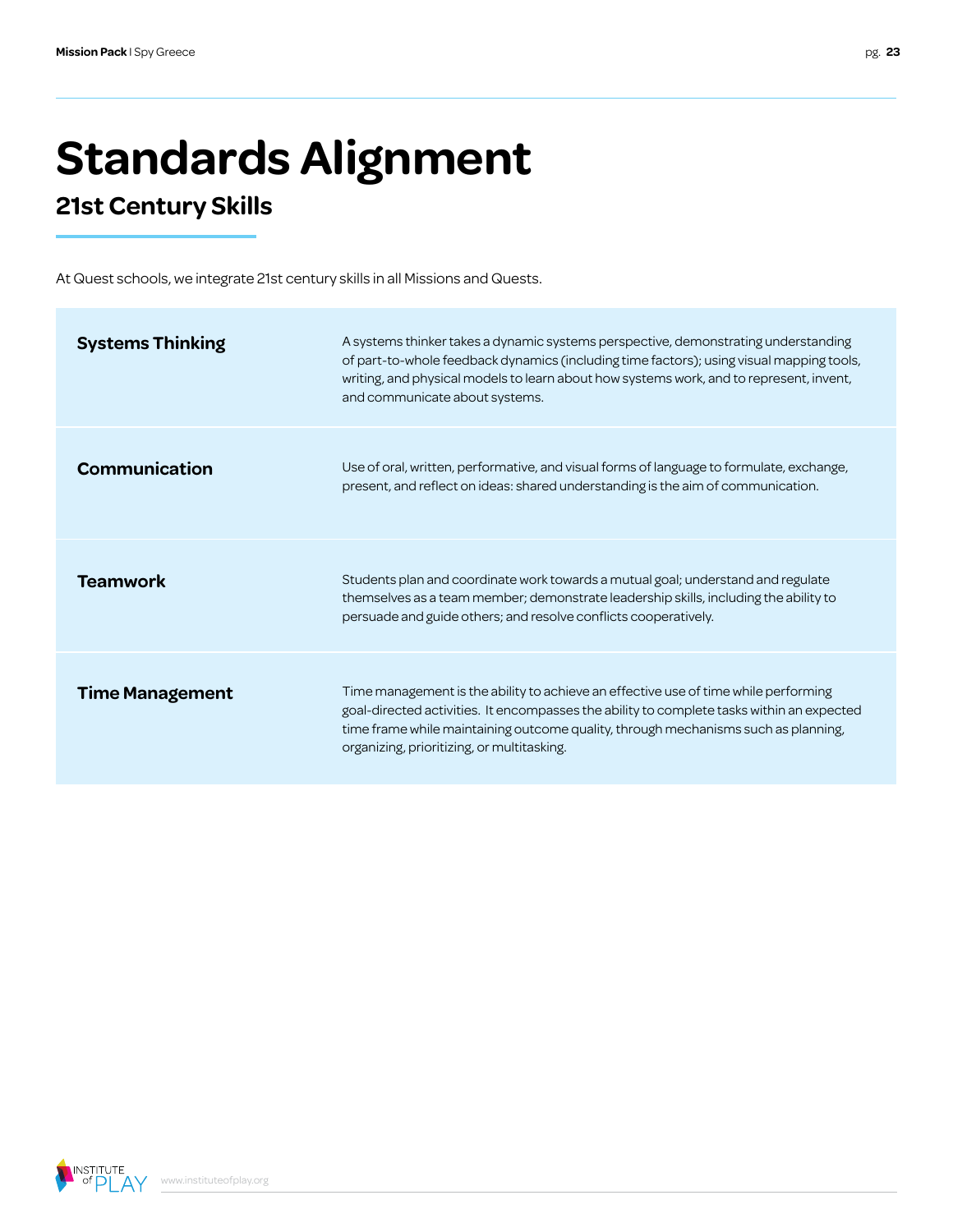# Standards Alignment

## 21st Century Skills

At Quest schools, we integrate 21st century skills in all Missions and Quests.

| | |
|---|---|
| **Systems Thinking** | A systems thinker takes a dynamic systems perspective, demonstrating understanding of part-to-whole feedback dynamics (including time factors); using visual mapping tools, writing, and physical models to learn about how systems work, and to represent, invent, and communicate about systems. |
| **Communication** | Use of oral, written, performative, and visual forms of language to formulate, exchange, present, and reflect on ideas: shared understanding is the aim of communication. |
| **Teamwork** | Students plan and coordinate work towards a mutual goal; understand and regulate themselves as a team member; demonstrate leadership skills, including the ability to persuade and guide others; and resolve conflicts cooperatively. |
| **Time Management** | Time management is the ability to achieve an effective use of time while performing goal-directed activities. It encompasses the ability to complete tasks within an expected time frame while maintaining outcome quality, through mechanisms such as planning, organizing, prioritizing, or multitasking. |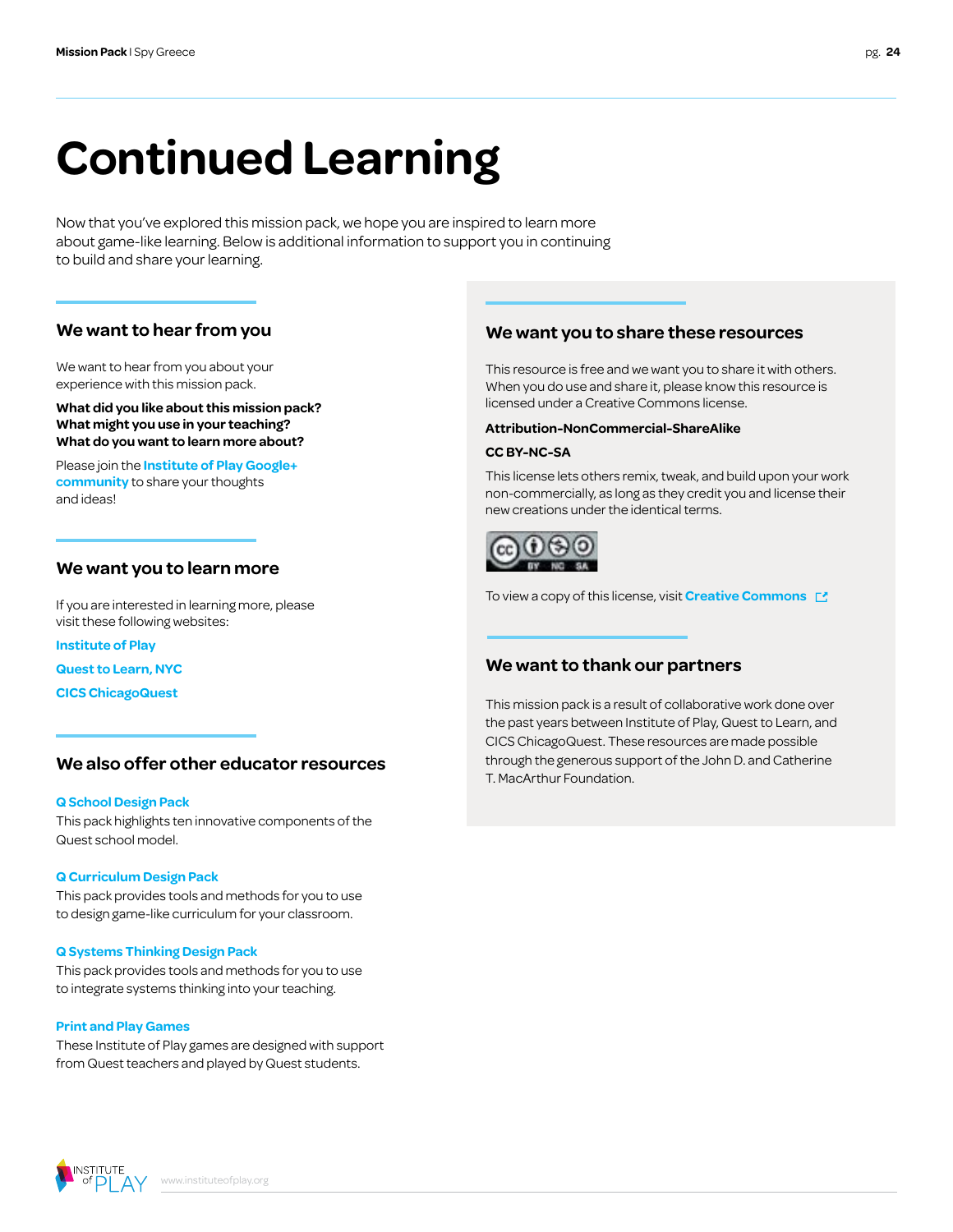# Continued Learning

Now that you've explored this mission pack, we hope you are inspired to learn more about game-like learning. Below is additional information to support you in continuing to build and share your learning.

## We want to hear from you

We want to hear from you about your experience with this mission pack.

**What did you like about this mission pack?**
**What might you use in your teaching?**
**What do you want to learn more about?**

Please join the **Institute of Play Google+ community** to share your thoughts and ideas!

## We want you to learn more

If you are interested in learning more, please visit these following websites:

**Institute of Play**

**Quest to Learn, NYC**

**CICS ChicagoQuest**

## We also offer other educator resources

**Q School Design Pack**
This pack highlights ten innovative components of the Quest school model.

**Q Curriculum Design Pack**
This pack provides tools and methods for you to use to design game-like curriculum for your classroom.

**Q Systems Thinking Design Pack**
This pack provides tools and methods for you to use to integrate systems thinking into your teaching.

**Print and Play Games**
These Institute of Play games are designed with support from Quest teachers and played by Quest students.

## We want you to share these resources

This resource is free and we want you to share it with others. When you do use and share it, please know this resource is licensed under a Creative Commons license.

**Attribution-NonCommercial-ShareAlike**

**CC BY-NC-SA**

This license lets others remix, tweak, and build upon your work non-commercially, as long as they credit you and license their new creations under the identical terms.

To view a copy of this license, visit **Creative Commons**

## We want to thank our partners

This mission pack is a result of collaborative work done over the past years between Institute of Play, Quest to Learn, and CICS ChicagoQuest. These resources are made possible through the generous support of the John D. and Catherine T. MacArthur Foundation.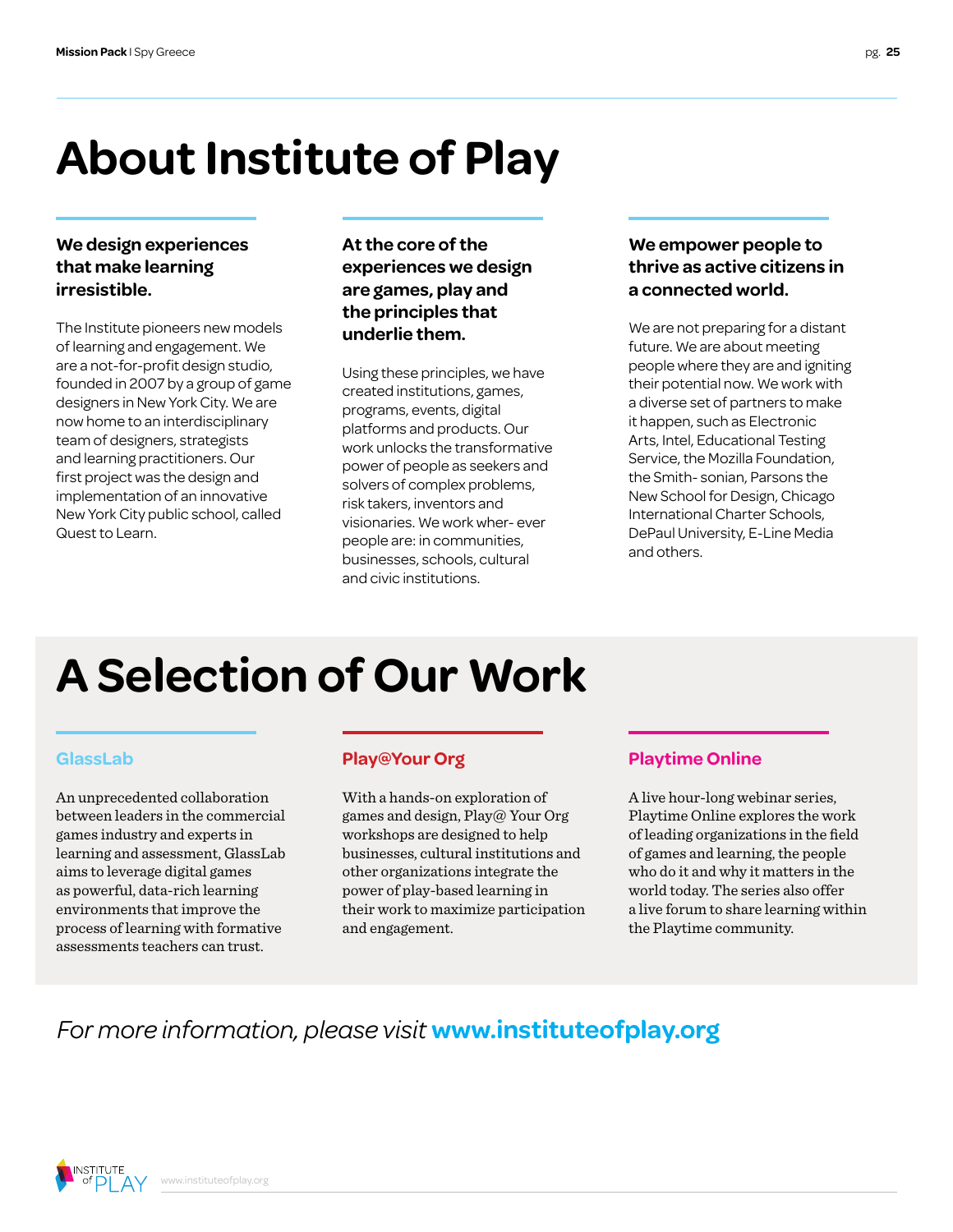# About Institute of Play

### We design experiences that make learning irresistible.

The Institute pioneers new models of learning and engagement. We are a not-for-profit design studio, founded in 2007 by a group of game designers in New York City. We are now home to an interdisciplinary team of designers, strategists and learning practitioners. Our first project was the design and implementation of an innovative New York City public school, called Quest to Learn.

### At the core of the experiences we design are games, play and the principles that underlie them.

Using these principles, we have created institutions, games, programs, events, digital platforms and products. Our work unlocks the transformative power of people as seekers and solvers of complex problems, risk takers, inventors and visionaries. We work wher- ever people are: in communities, businesses, schools, cultural and civic institutions.

### We empower people to thrive as active citizens in a connected world.

We are not preparing for a distant future. We are about meeting people where they are and igniting their potential now. We work with a diverse set of partners to make it happen, such as Electronic Arts, Intel, Educational Testing Service, the Mozilla Foundation, the Smith- sonian, Parsons the New School for Design, Chicago International Charter Schools, DePaul University, E-Line Media and others.

# A Selection of Our Work

### GlassLab

An unprecedented collaboration between leaders in the commercial games industry and experts in learning and assessment, GlassLab aims to leverage digital games as powerful, data-rich learning environments that improve the process of learning with formative assessments teachers can trust.

### Play@Your Org

With a hands-on exploration of games and design, Play@ Your Org workshops are designed to help businesses, cultural institutions and other organizations integrate the power of play-based learning in their work to maximize participation and engagement.

### Playtime Online

A live hour-long webinar series, Playtime Online explores the work of leading organizations in the field of games and learning, the people who do it and why it matters in the world today. The series also offer a live forum to share learning within the Playtime community.

*For more information, please visit* **www.instituteofplay.org**